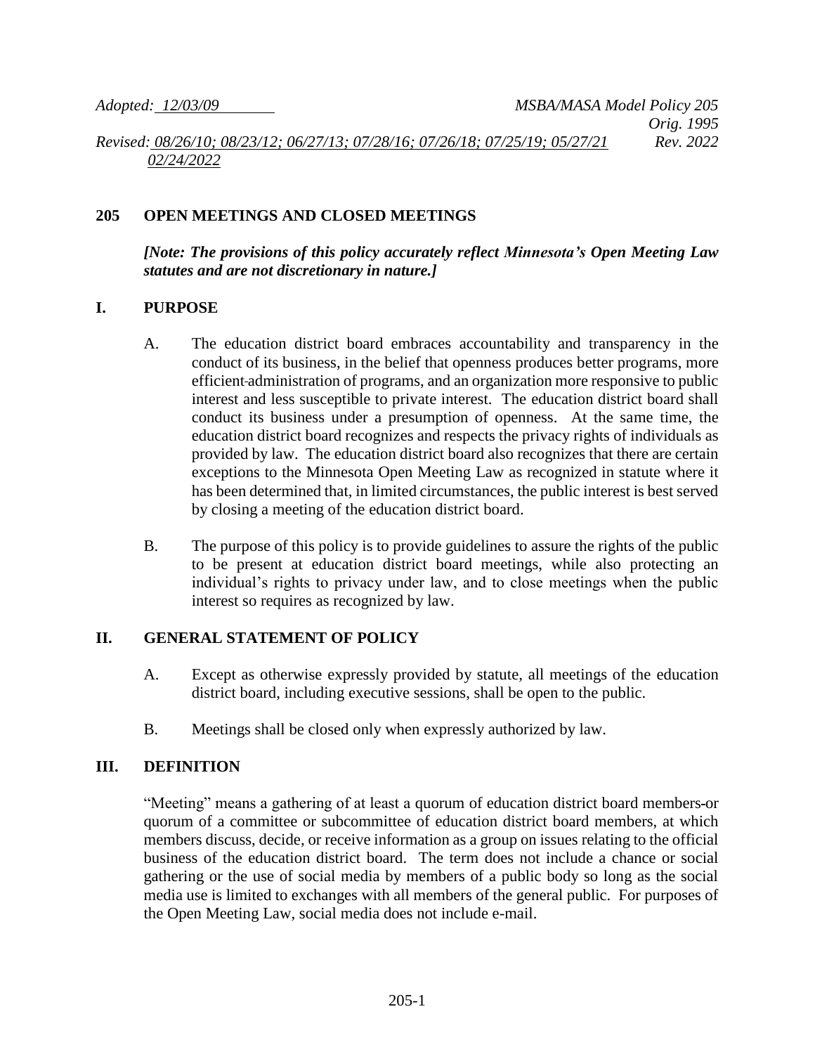*Adopted: 12/03/09* *MSBA/MASA Model Policy 205*
*Orig. 1995*
*Revised: 08/26/10; 08/23/12; 06/27/13; 07/28/16; 07/26/18; 07/25/19; 05/27/21* *Rev. 2022*
*02/24/2022*

## 205 OPEN MEETINGS AND CLOSED MEETINGS

***[Note: The provisions of this policy accurately reflect Minnesota's Open Meeting Law statutes and are not discretionary in nature.]***

## I. PURPOSE

A. The education district board embraces accountability and transparency in the conduct of its business, in the belief that openness produces better programs, more efficient administration of programs, and an organization more responsive to public interest and less susceptible to private interest. The education district board shall conduct its business under a presumption of openness. At the same time, the education district board recognizes and respects the privacy rights of individuals as provided by law. The education district board also recognizes that there are certain exceptions to the Minnesota Open Meeting Law as recognized in statute where it has been determined that, in limited circumstances, the public interest is best served by closing a meeting of the education district board.

B. The purpose of this policy is to provide guidelines to assure the rights of the public to be present at education district board meetings, while also protecting an individual's rights to privacy under law, and to close meetings when the public interest so requires as recognized by law.

## II. GENERAL STATEMENT OF POLICY

A. Except as otherwise expressly provided by statute, all meetings of the education district board, including executive sessions, shall be open to the public.

B. Meetings shall be closed only when expressly authorized by law.

## III. DEFINITION

"Meeting" means a gathering of at least a quorum of education district board members or quorum of a committee or subcommittee of education district board members, at which members discuss, decide, or receive information as a group on issues relating to the official business of the education district board. The term does not include a chance or social gathering or the use of social media by members of a public body so long as the social media use is limited to exchanges with all members of the general public. For purposes of the Open Meeting Law, social media does not include e-mail.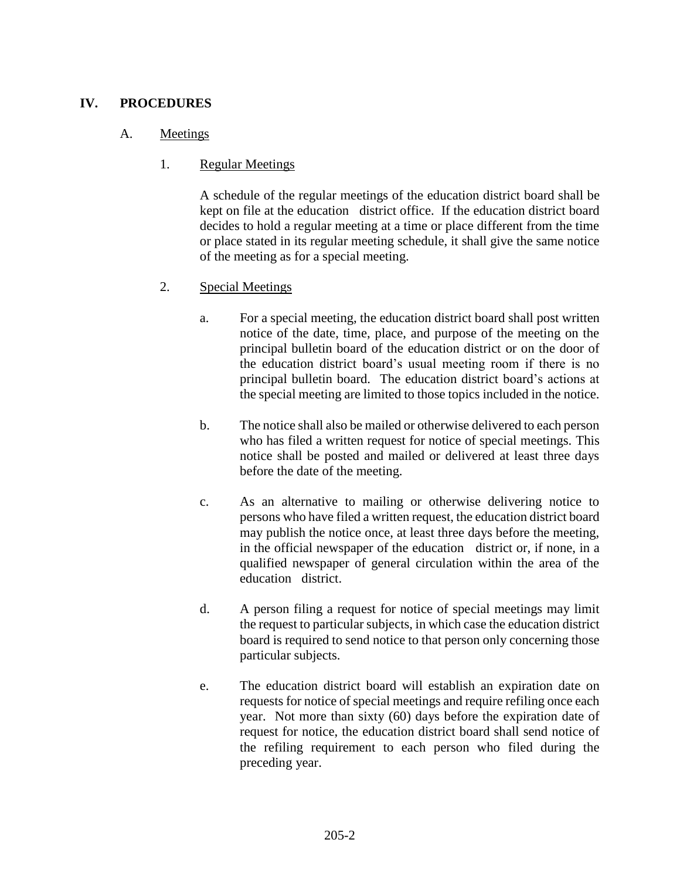## IV. PROCEDURES

### A. Meetings

#### 1. Regular Meetings

A schedule of the regular meetings of the education district board shall be kept on file at the education district office. If the education district board decides to hold a regular meeting at a time or place different from the time or place stated in its regular meeting schedule, it shall give the same notice of the meeting as for a special meeting.

#### 2. Special Meetings

a. For a special meeting, the education district board shall post written notice of the date, time, place, and purpose of the meeting on the principal bulletin board of the education district or on the door of the education district board's usual meeting room if there is no principal bulletin board. The education district board's actions at the special meeting are limited to those topics included in the notice.

b. The notice shall also be mailed or otherwise delivered to each person who has filed a written request for notice of special meetings. This notice shall be posted and mailed or delivered at least three days before the date of the meeting.

c. As an alternative to mailing or otherwise delivering notice to persons who have filed a written request, the education district board may publish the notice once, at least three days before the meeting, in the official newspaper of the education district or, if none, in a qualified newspaper of general circulation within the area of the education district.

d. A person filing a request for notice of special meetings may limit the request to particular subjects, in which case the education district board is required to send notice to that person only concerning those particular subjects.

e. The education district board will establish an expiration date on requests for notice of special meetings and require refiling once each year. Not more than sixty (60) days before the expiration date of request for notice, the education district board shall send notice of the refiling requirement to each person who filed during the preceding year.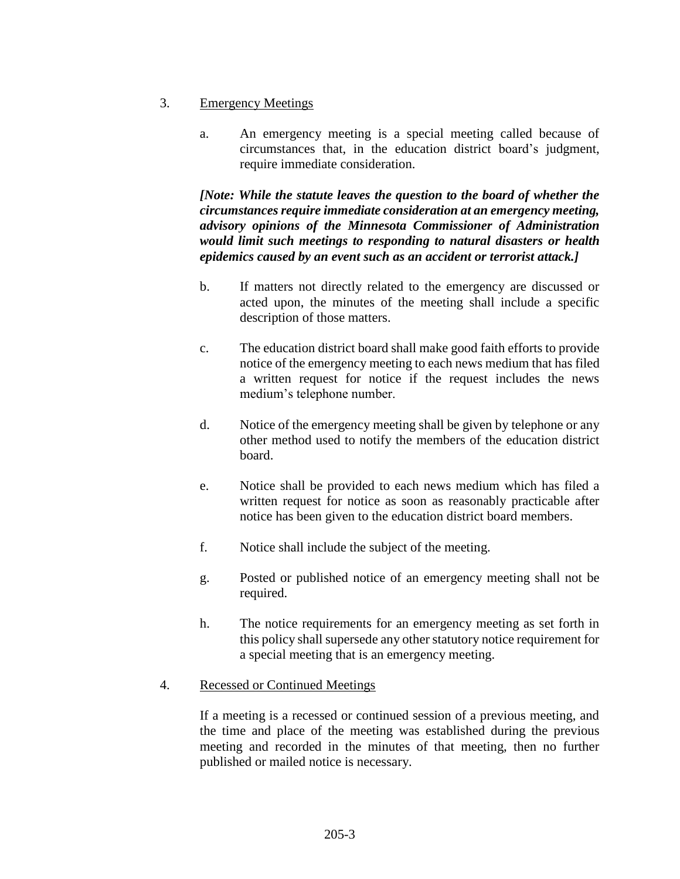3. Emergency Meetings

   a. An emergency meeting is a special meeting called because of circumstances that, in the education district board's judgment, require immediate consideration.

   ***[Note: While the statute leaves the question to the board of whether the circumstances require immediate consideration at an emergency meeting, advisory opinions of the Minnesota Commissioner of Administration would limit such meetings to responding to natural disasters or health epidemics caused by an event such as an accident or terrorist attack.]***

   b. If matters not directly related to the emergency are discussed or acted upon, the minutes of the meeting shall include a specific description of those matters.

   c. The education district board shall make good faith efforts to provide notice of the emergency meeting to each news medium that has filed a written request for notice if the request includes the news medium's telephone number.

   d. Notice of the emergency meeting shall be given by telephone or any other method used to notify the members of the education district board.

   e. Notice shall be provided to each news medium which has filed a written request for notice as soon as reasonably practicable after notice has been given to the education district board members.

   f. Notice shall include the subject of the meeting.

   g. Posted or published notice of an emergency meeting shall not be required.

   h. The notice requirements for an emergency meeting as set forth in this policy shall supersede any other statutory notice requirement for a special meeting that is an emergency meeting.

4. Recessed or Continued Meetings

   If a meeting is a recessed or continued session of a previous meeting, and the time and place of the meeting was established during the previous meeting and recorded in the minutes of that meeting, then no further published or mailed notice is necessary.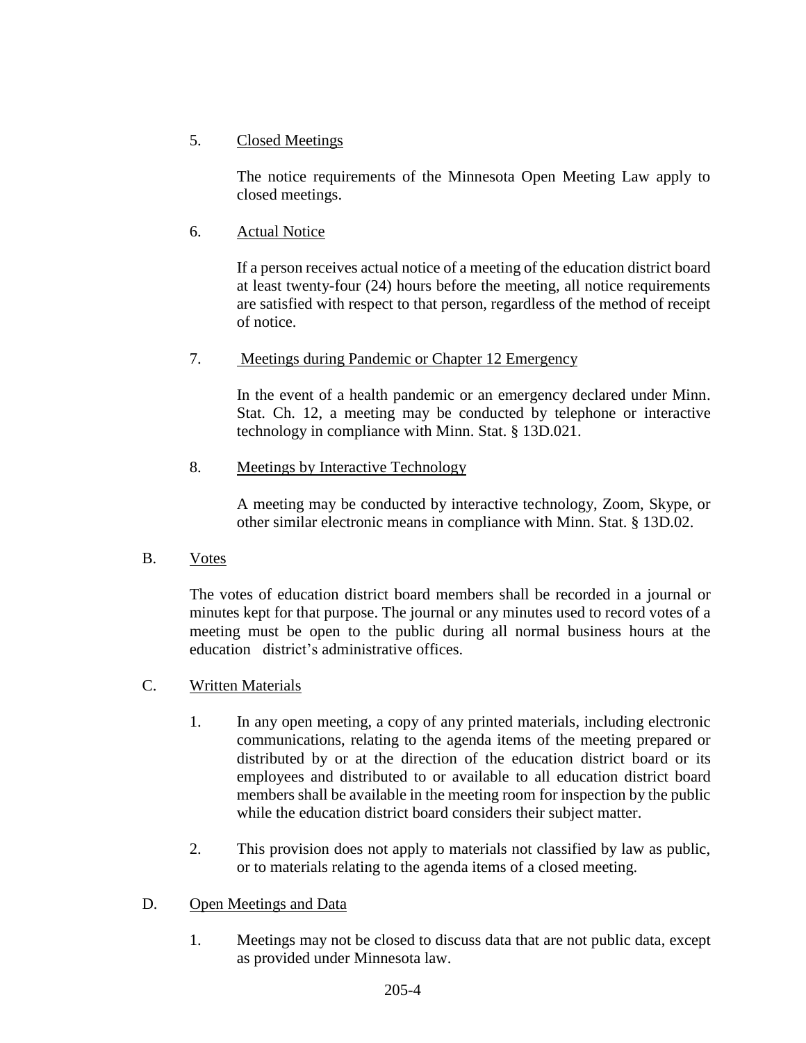5. Closed Meetings

   The notice requirements of the Minnesota Open Meeting Law apply to closed meetings.

6. Actual Notice

   If a person receives actual notice of a meeting of the education district board at least twenty-four (24) hours before the meeting, all notice requirements are satisfied with respect to that person, regardless of the method of receipt of notice.

7. Meetings during Pandemic or Chapter 12 Emergency

   In the event of a health pandemic or an emergency declared under Minn. Stat. Ch. 12, a meeting may be conducted by telephone or interactive technology in compliance with Minn. Stat. § 13D.021.

8. Meetings by Interactive Technology

   A meeting may be conducted by interactive technology, Zoom, Skype, or other similar electronic means in compliance with Minn. Stat. § 13D.02.

B. Votes

   The votes of education district board members shall be recorded in a journal or minutes kept for that purpose. The journal or any minutes used to record votes of a meeting must be open to the public during all normal business hours at the education district's administrative offices.

C. Written Materials

   1. In any open meeting, a copy of any printed materials, including electronic communications, relating to the agenda items of the meeting prepared or distributed by or at the direction of the education district board or its employees and distributed to or available to all education district board members shall be available in the meeting room for inspection by the public while the education district board considers their subject matter.

   2. This provision does not apply to materials not classified by law as public, or to materials relating to the agenda items of a closed meeting.

D. Open Meetings and Data

   1. Meetings may not be closed to discuss data that are not public data, except as provided under Minnesota law.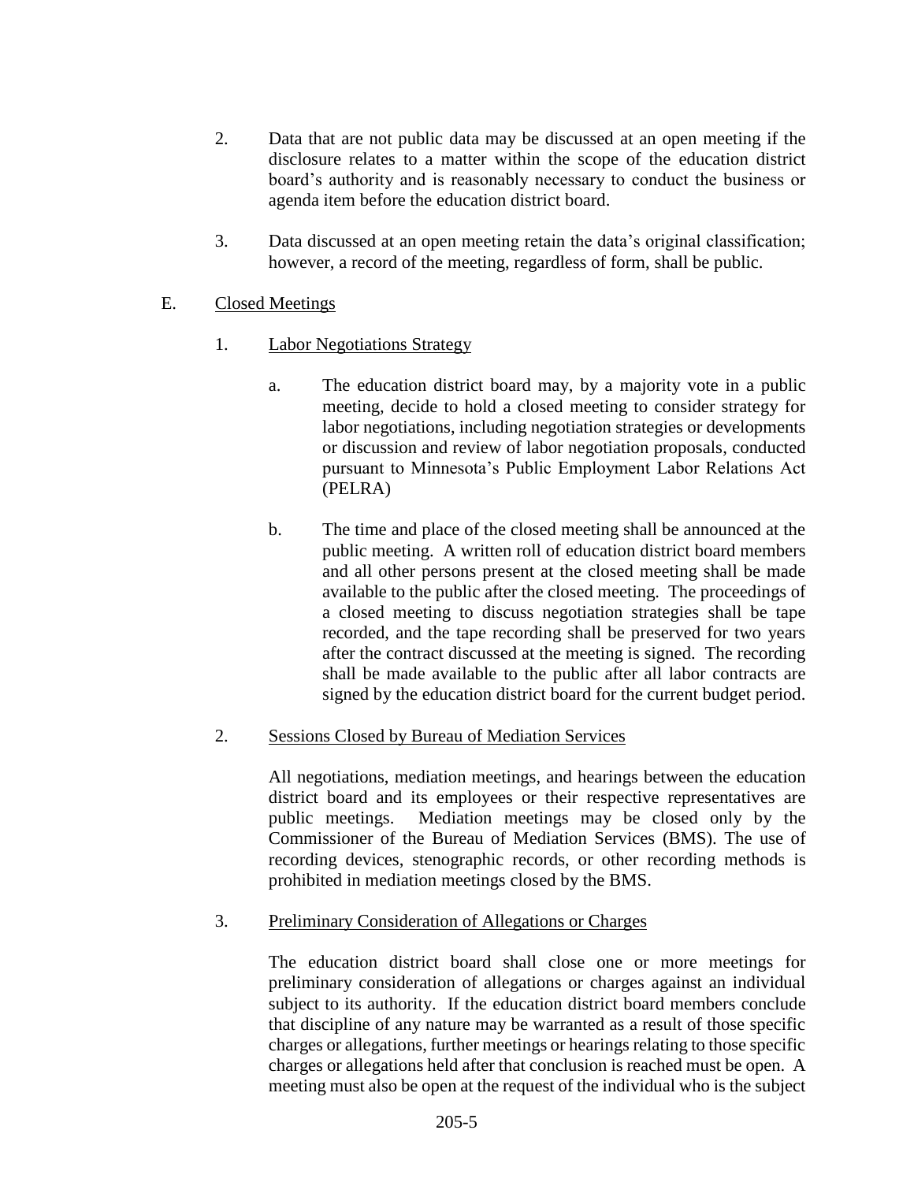2. Data that are not public data may be discussed at an open meeting if the disclosure relates to a matter within the scope of the education district board's authority and is reasonably necessary to conduct the business or agenda item before the education district board.

3. Data discussed at an open meeting retain the data's original classification; however, a record of the meeting, regardless of form, shall be public.

E. Closed Meetings

1. Labor Negotiations Strategy

   a. The education district board may, by a majority vote in a public meeting, decide to hold a closed meeting to consider strategy for labor negotiations, including negotiation strategies or developments or discussion and review of labor negotiation proposals, conducted pursuant to Minnesota's Public Employment Labor Relations Act (PELRA)

   b. The time and place of the closed meeting shall be announced at the public meeting. A written roll of education district board members and all other persons present at the closed meeting shall be made available to the public after the closed meeting. The proceedings of a closed meeting to discuss negotiation strategies shall be tape recorded, and the tape recording shall be preserved for two years after the contract discussed at the meeting is signed. The recording shall be made available to the public after all labor contracts are signed by the education district board for the current budget period.

2. Sessions Closed by Bureau of Mediation Services

   All negotiations, mediation meetings, and hearings between the education district board and its employees or their respective representatives are public meetings. Mediation meetings may be closed only by the Commissioner of the Bureau of Mediation Services (BMS). The use of recording devices, stenographic records, or other recording methods is prohibited in mediation meetings closed by the BMS.

3. Preliminary Consideration of Allegations or Charges

   The education district board shall close one or more meetings for preliminary consideration of allegations or charges against an individual subject to its authority. If the education district board members conclude that discipline of any nature may be warranted as a result of those specific charges or allegations, further meetings or hearings relating to those specific charges or allegations held after that conclusion is reached must be open. A meeting must also be open at the request of the individual who is the subject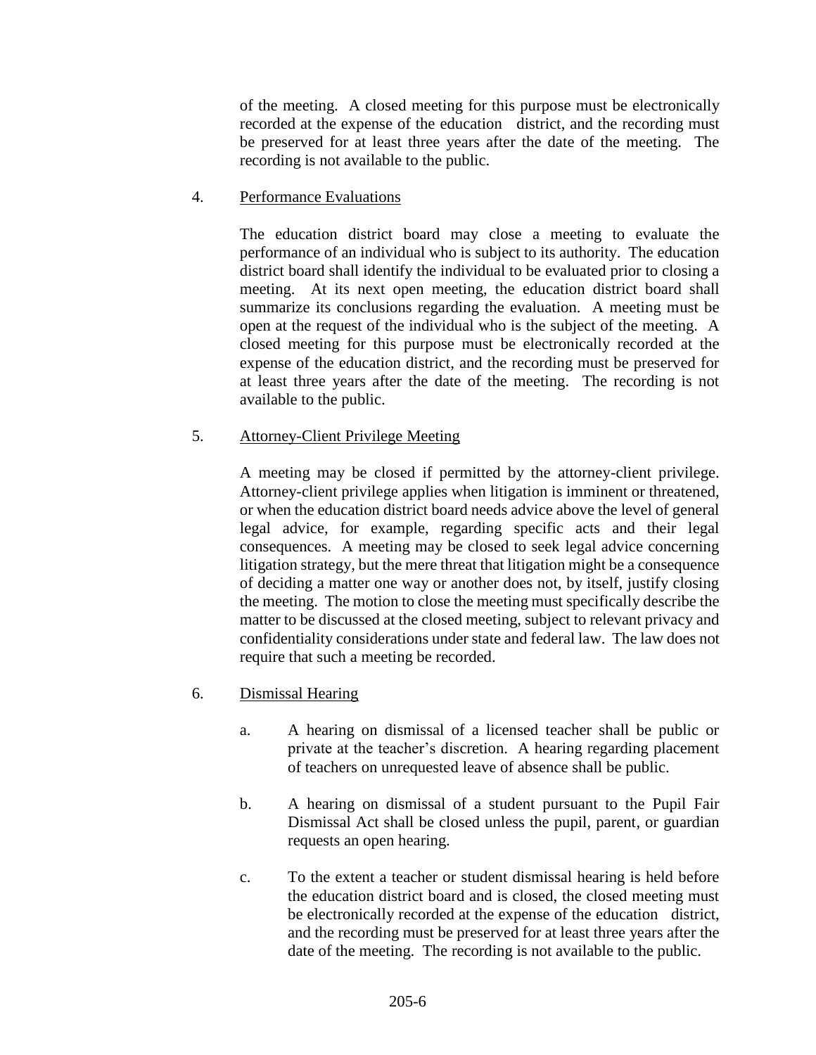of the meeting. A closed meeting for this purpose must be electronically recorded at the expense of the education district, and the recording must be preserved for at least three years after the date of the meeting. The recording is not available to the public.

4. Performance Evaluations

   The education district board may close a meeting to evaluate the performance of an individual who is subject to its authority. The education district board shall identify the individual to be evaluated prior to closing a meeting. At its next open meeting, the education district board shall summarize its conclusions regarding the evaluation. A meeting must be open at the request of the individual who is the subject of the meeting. A closed meeting for this purpose must be electronically recorded at the expense of the education district, and the recording must be preserved for at least three years after the date of the meeting. The recording is not available to the public.

5. Attorney-Client Privilege Meeting

   A meeting may be closed if permitted by the attorney-client privilege. Attorney-client privilege applies when litigation is imminent or threatened, or when the education district board needs advice above the level of general legal advice, for example, regarding specific acts and their legal consequences. A meeting may be closed to seek legal advice concerning litigation strategy, but the mere threat that litigation might be a consequence of deciding a matter one way or another does not, by itself, justify closing the meeting. The motion to close the meeting must specifically describe the matter to be discussed at the closed meeting, subject to relevant privacy and confidentiality considerations under state and federal law. The law does not require that such a meeting be recorded.

6. Dismissal Hearing

   a. A hearing on dismissal of a licensed teacher shall be public or private at the teacher's discretion. A hearing regarding placement of teachers on unrequested leave of absence shall be public.

   b. A hearing on dismissal of a student pursuant to the Pupil Fair Dismissal Act shall be closed unless the pupil, parent, or guardian requests an open hearing.

   c. To the extent a teacher or student dismissal hearing is held before the education district board and is closed, the closed meeting must be electronically recorded at the expense of the education district, and the recording must be preserved for at least three years after the date of the meeting. The recording is not available to the public.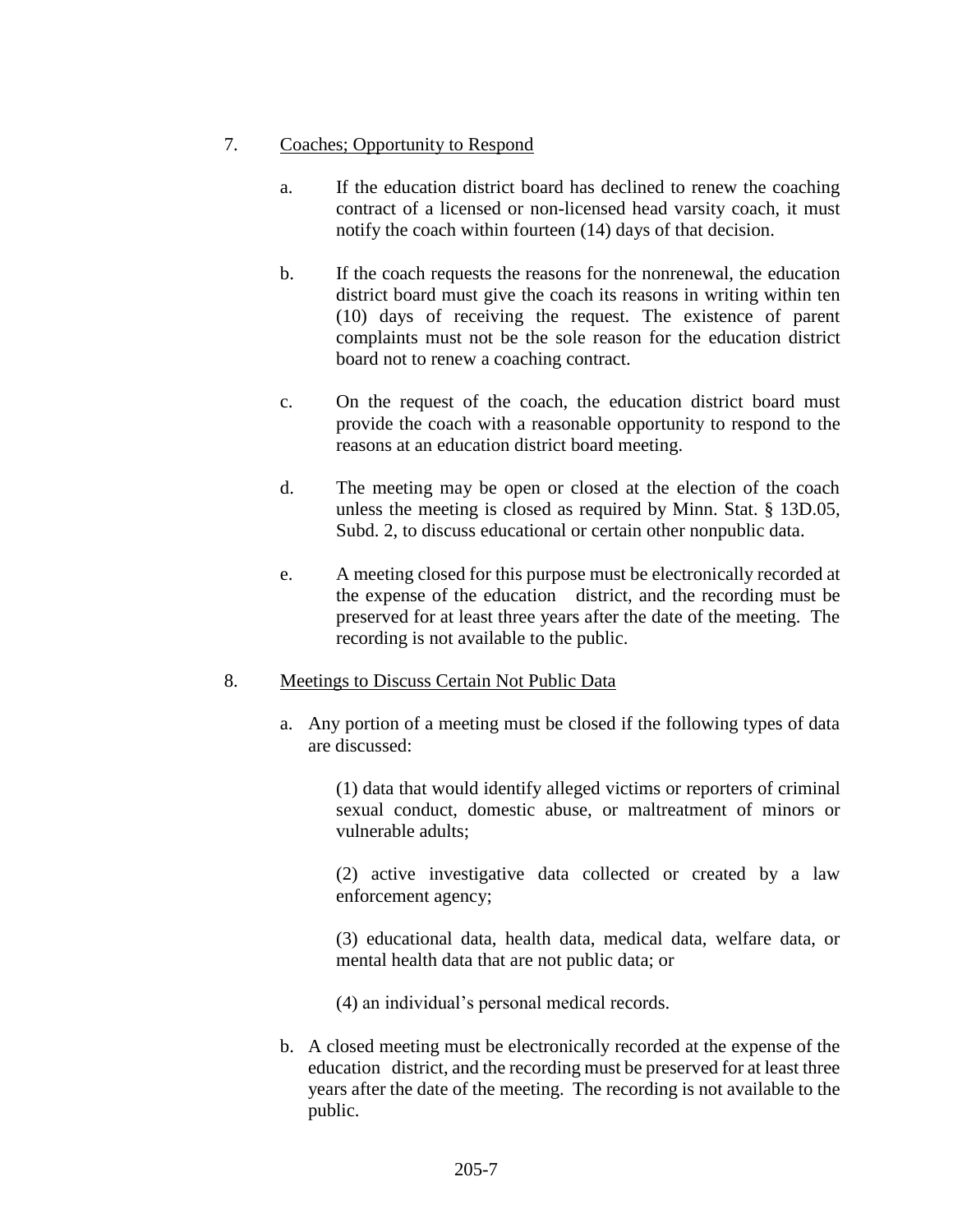7. Coaches; Opportunity to Respond

   a. If the education district board has declined to renew the coaching contract of a licensed or non-licensed head varsity coach, it must notify the coach within fourteen (14) days of that decision.

   b. If the coach requests the reasons for the nonrenewal, the education district board must give the coach its reasons in writing within ten (10) days of receiving the request. The existence of parent complaints must not be the sole reason for the education district board not to renew a coaching contract.

   c. On the request of the coach, the education district board must provide the coach with a reasonable opportunity to respond to the reasons at an education district board meeting.

   d. The meeting may be open or closed at the election of the coach unless the meeting is closed as required by Minn. Stat. § 13D.05, Subd. 2, to discuss educational or certain other nonpublic data.

   e. A meeting closed for this purpose must be electronically recorded at the expense of the education district, and the recording must be preserved for at least three years after the date of the meeting. The recording is not available to the public.

8. Meetings to Discuss Certain Not Public Data

   a. Any portion of a meeting must be closed if the following types of data are discussed:

      (1) data that would identify alleged victims or reporters of criminal sexual conduct, domestic abuse, or maltreatment of minors or vulnerable adults;

      (2) active investigative data collected or created by a law enforcement agency;

      (3) educational data, health data, medical data, welfare data, or mental health data that are not public data; or

      (4) an individual's personal medical records.

   b. A closed meeting must be electronically recorded at the expense of the education district, and the recording must be preserved for at least three years after the date of the meeting. The recording is not available to the public.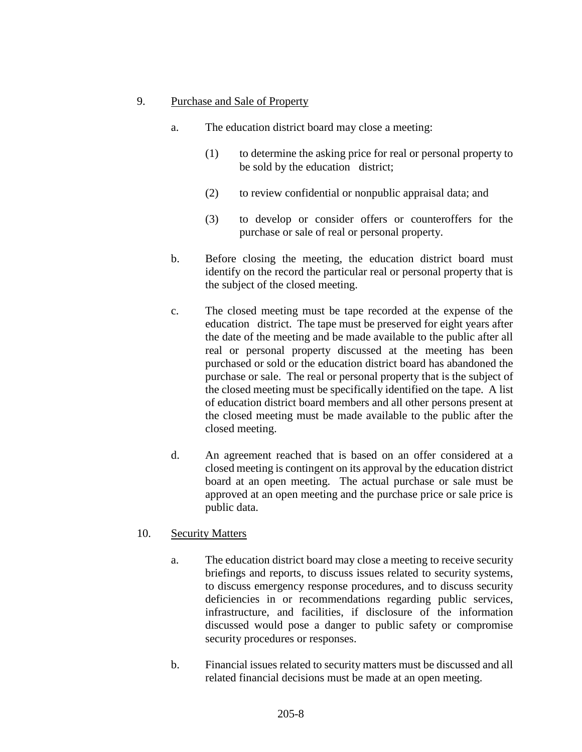9. Purchase and Sale of Property

   a. The education district board may close a meeting:

      (1) to determine the asking price for real or personal property to be sold by the education district;

      (2) to review confidential or nonpublic appraisal data; and

      (3) to develop or consider offers or counteroffers for the purchase or sale of real or personal property.

   b. Before closing the meeting, the education district board must identify on the record the particular real or personal property that is the subject of the closed meeting.

   c. The closed meeting must be tape recorded at the expense of the education district. The tape must be preserved for eight years after the date of the meeting and be made available to the public after all real or personal property discussed at the meeting has been purchased or sold or the education district board has abandoned the purchase or sale. The real or personal property that is the subject of the closed meeting must be specifically identified on the tape. A list of education district board members and all other persons present at the closed meeting must be made available to the public after the closed meeting.

   d. An agreement reached that is based on an offer considered at a closed meeting is contingent on its approval by the education district board at an open meeting. The actual purchase or sale must be approved at an open meeting and the purchase price or sale price is public data.

10. Security Matters

   a. The education district board may close a meeting to receive security briefings and reports, to discuss issues related to security systems, to discuss emergency response procedures, and to discuss security deficiencies in or recommendations regarding public services, infrastructure, and facilities, if disclosure of the information discussed would pose a danger to public safety or compromise security procedures or responses.

   b. Financial issues related to security matters must be discussed and all related financial decisions must be made at an open meeting.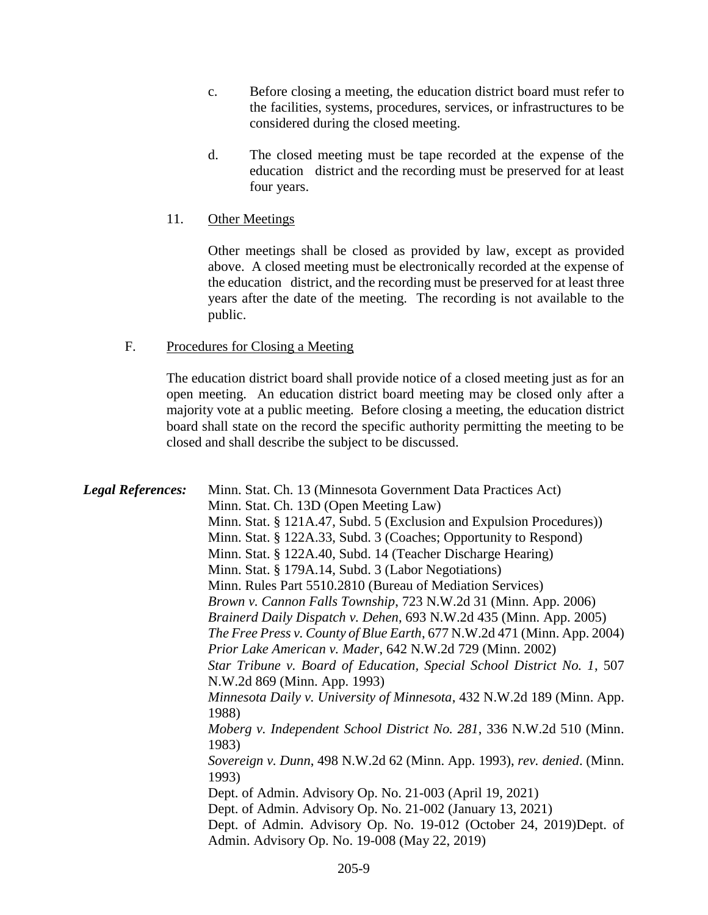c. Before closing a meeting, the education district board must refer to the facilities, systems, procedures, services, or infrastructures to be considered during the closed meeting.

d. The closed meeting must be tape recorded at the expense of the education district and the recording must be preserved for at least four years.

11. <u>Other Meetings</u>

Other meetings shall be closed as provided by law, except as provided above. A closed meeting must be electronically recorded at the expense of the education district, and the recording must be preserved for at least three years after the date of the meeting. The recording is not available to the public.

F. <u>Procedures for Closing a Meeting</u>

The education district board shall provide notice of a closed meeting just as for an open meeting. An education district board meeting may be closed only after a majority vote at a public meeting. Before closing a meeting, the education district board shall state on the record the specific authority permitting the meeting to be closed and shall describe the subject to be discussed.

***Legal References:***

Minn. Stat. Ch. 13 (Minnesota Government Data Practices Act)
Minn. Stat. Ch. 13D (Open Meeting Law)
Minn. Stat. § 121A.47, Subd. 5 (Exclusion and Expulsion Procedures))
Minn. Stat. § 122A.33, Subd. 3 (Coaches; Opportunity to Respond)
Minn. Stat. § 122A.40, Subd. 14 (Teacher Discharge Hearing)
Minn. Stat. § 179A.14, Subd. 3 (Labor Negotiations)
Minn. Rules Part 5510.2810 (Bureau of Mediation Services)
*Brown v. Cannon Falls Township*, 723 N.W.2d 31 (Minn. App. 2006)
*Brainerd Daily Dispatch v. Dehen*, 693 N.W.2d 435 (Minn. App. 2005)
*The Free Press v. County of Blue Earth*, 677 N.W.2d 471 (Minn. App. 2004)
*Prior Lake American v. Mader*, 642 N.W.2d 729 (Minn. 2002)
*Star Tribune v. Board of Education, Special School District No. 1*, 507 N.W.2d 869 (Minn. App. 1993)
*Minnesota Daily v. University of Minnesota*, 432 N.W.2d 189 (Minn. App. 1988)
*Moberg v. Independent School District No. 281*, 336 N.W.2d 510 (Minn. 1983)
*Sovereign v. Dunn*, 498 N.W.2d 62 (Minn. App. 1993), *rev. denied*. (Minn. 1993)
Dept. of Admin. Advisory Op. No. 21-003 (April 19, 2021)
Dept. of Admin. Advisory Op. No. 21-002 (January 13, 2021)
Dept. of Admin. Advisory Op. No. 19-012 (October 24, 2019)Dept. of Admin. Advisory Op. No. 19-008 (May 22, 2019)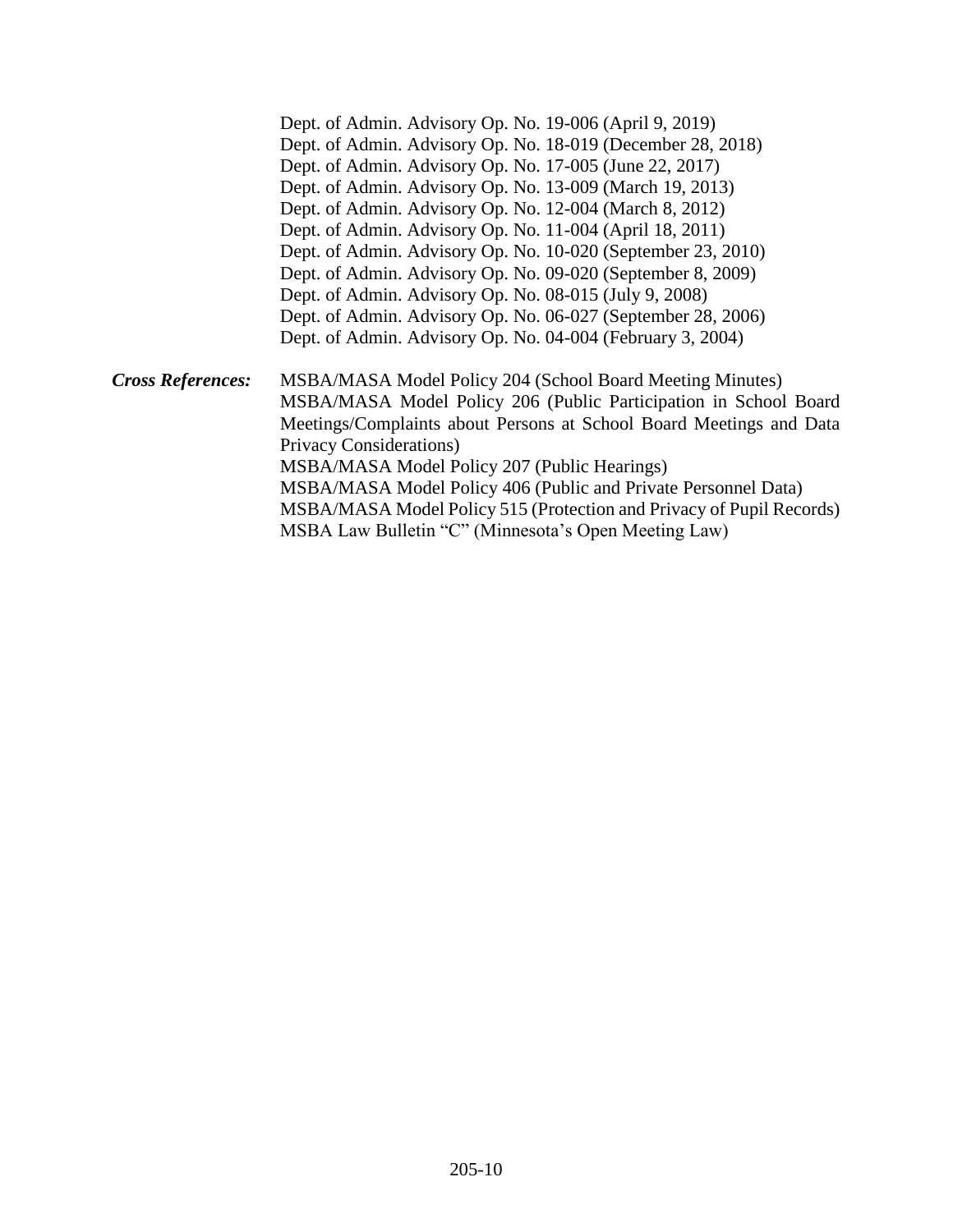Dept. of Admin. Advisory Op. No. 19-006 (April 9, 2019)
Dept. of Admin. Advisory Op. No. 18-019 (December 28, 2018)
Dept. of Admin. Advisory Op. No. 17-005 (June 22, 2017)
Dept. of Admin. Advisory Op. No. 13-009 (March 19, 2013)
Dept. of Admin. Advisory Op. No. 12-004 (March 8, 2012)
Dept. of Admin. Advisory Op. No. 11-004 (April 18, 2011)
Dept. of Admin. Advisory Op. No. 10-020 (September 23, 2010)
Dept. of Admin. Advisory Op. No. 09-020 (September 8, 2009)
Dept. of Admin. Advisory Op. No. 08-015 (July 9, 2008)
Dept. of Admin. Advisory Op. No. 06-027 (September 28, 2006)
Dept. of Admin. Advisory Op. No. 04-004 (February 3, 2004)

***Cross References:*** MSBA/MASA Model Policy 204 (School Board Meeting Minutes)
MSBA/MASA Model Policy 206 (Public Participation in School Board Meetings/Complaints about Persons at School Board Meetings and Data Privacy Considerations)
MSBA/MASA Model Policy 207 (Public Hearings)
MSBA/MASA Model Policy 406 (Public and Private Personnel Data)
MSBA/MASA Model Policy 515 (Protection and Privacy of Pupil Records)
MSBA Law Bulletin "C" (Minnesota's Open Meeting Law)